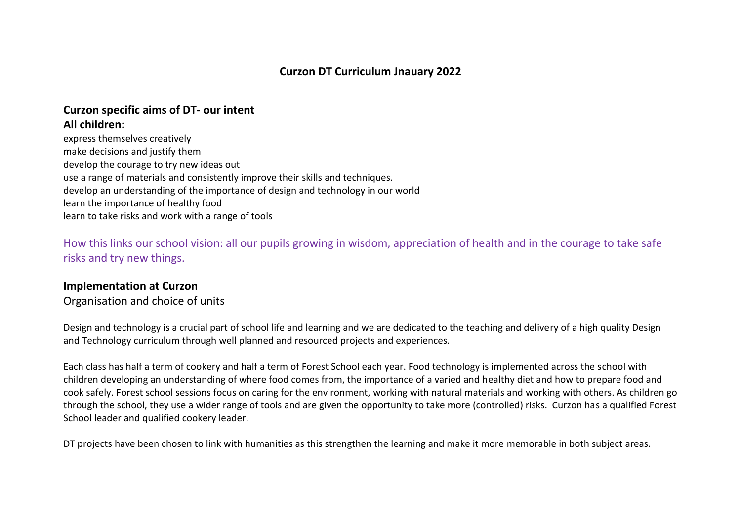# Curzon DT Curriculum Jnauary 2022

## Curzon specific aims of DT- our intent

**All children:**

express themselves creatively
make decisions and justify them
develop the courage to try new ideas out
use a range of materials and consistently improve their skills and techniques.
develop an understanding of the importance of design and technology in our world
learn the importance of healthy food
learn to take risks and work with a range of tools

How this links our school vision: all our pupils growing in wisdom, appreciation of health and in the courage to take safe risks and try new things.

## Implementation at Curzon

Organisation and choice of units

Design and technology is a crucial part of school life and learning and we are dedicated to the teaching and delivery of a high quality Design and Technology curriculum through well planned and resourced projects and experiences.

Each class has half a term of cookery and half a term of Forest School each year. Food technology is implemented across the school with children developing an understanding of where food comes from, the importance of a varied and healthy diet and how to prepare food and cook safely. Forest school sessions focus on caring for the environment, working with natural materials and working with others. As children go through the school, they use a wider range of tools and are given the opportunity to take more (controlled) risks. Curzon has a qualified Forest School leader and qualified cookery leader.

DT projects have been chosen to link with humanities as this strengthen the learning and make it more memorable in both subject areas.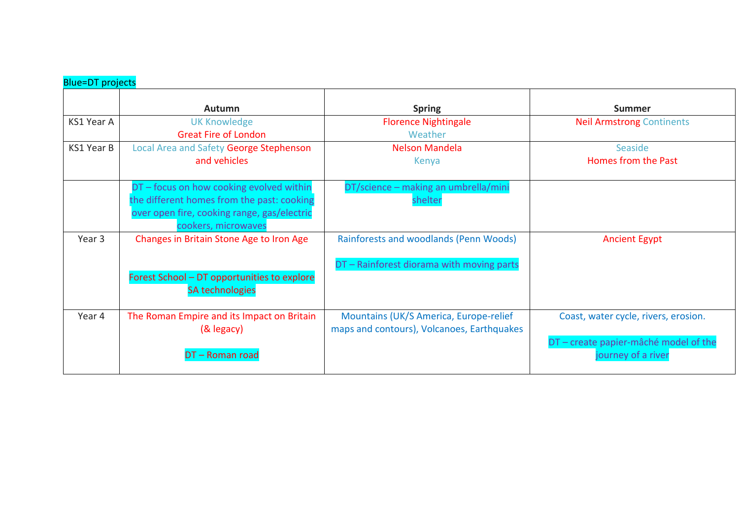Blue=DT projects

| | Autumn | Spring | Summer |
|---|---|---|---|
| KS1 Year A | UK Knowledge<br>Great Fire of London | Florence Nightingale<br>Weather | Neil Armstrong Continents |
| KS1 Year B | Local Area and Safety George Stephenson and vehicles | Nelson Mandela<br>Kenya | Seaside<br>Homes from the Past |
| | DT – focus on how cooking evolved within the different homes from the past: cooking over open fire, cooking range, gas/electric cookers, microwaves | DT/science – making an umbrella/mini shelter | |
| Year 3 | Changes in Britain Stone Age to Iron Age<br><br>Forest School – DT opportunities to explore SA technologies | Rainforests and woodlands (Penn Woods)<br><br>DT – Rainforest diorama with moving parts | Ancient Egypt |
| Year 4 | The Roman Empire and its Impact on Britain (& legacy)<br><br>DT – Roman road | Mountains (UK/S America, Europe-relief maps and contours), Volcanoes, Earthquakes | Coast, water cycle, rivers, erosion.<br><br>DT – create papier-mâché model of the journey of a river |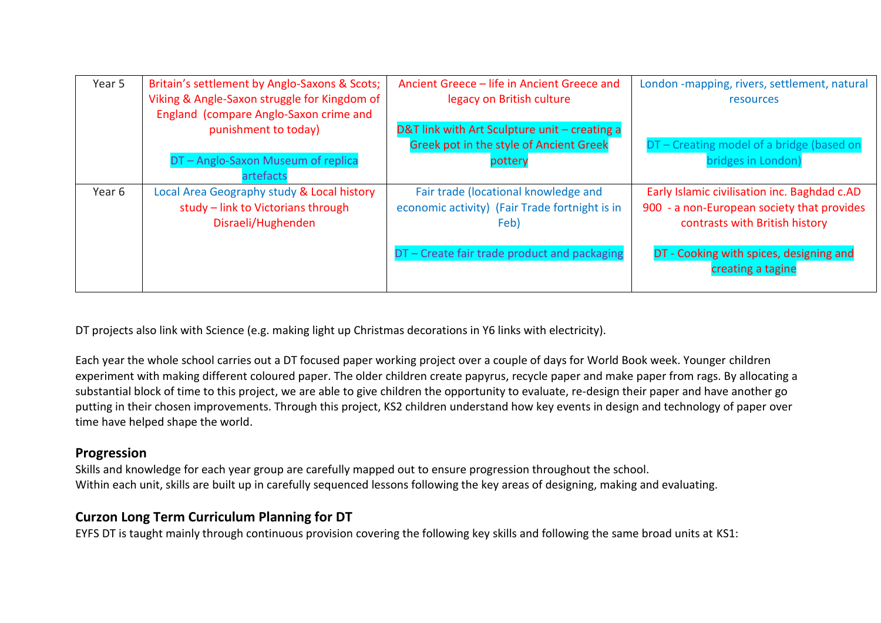| Year 5 | Britain's settlement by Anglo-Saxons & Scots; Viking & Angle-Saxon struggle for Kingdom of England (compare Anglo-Saxon crime and punishment to today)<br><br>DT – Anglo-Saxon Museum of replica artefacts | Ancient Greece – life in Ancient Greece and legacy on British culture<br><br>D&T link with Art Sculpture unit – creating a Greek pot in the style of Ancient Greek pottery | London -mapping, rivers, settlement, natural resources<br><br>DT – Creating model of a bridge (based on bridges in London) |
|---|---|---|---|
| Year 6 | Local Area Geography study & Local history study – link to Victorians through Disraeli/Hughenden | Fair trade (locational knowledge and economic activity) (Fair Trade fortnight is in Feb)<br><br>DT – Create fair trade product and packaging | Early Islamic civilisation inc. Baghdad c.AD 900 - a non-European society that provides contrasts with British history<br><br>DT - Cooking with spices, designing and creating a tagine |

DT projects also link with Science (e.g. making light up Christmas decorations in Y6 links with electricity).

Each year the whole school carries out a DT focused paper working project over a couple of days for World Book week. Younger children experiment with making different coloured paper. The older children create papyrus, recycle paper and make paper from rags. By allocating a substantial block of time to this project, we are able to give children the opportunity to evaluate, re-design their paper and have another go putting in their chosen improvements. Through this project, KS2 children understand how key events in design and technology of paper over time have helped shape the world.

## Progression

Skills and knowledge for each year group are carefully mapped out to ensure progression throughout the school.
Within each unit, skills are built up in carefully sequenced lessons following the key areas of designing, making and evaluating.

## Curzon Long Term Curriculum Planning for DT

EYFS DT is taught mainly through continuous provision covering the following key skills and following the same broad units at KS1: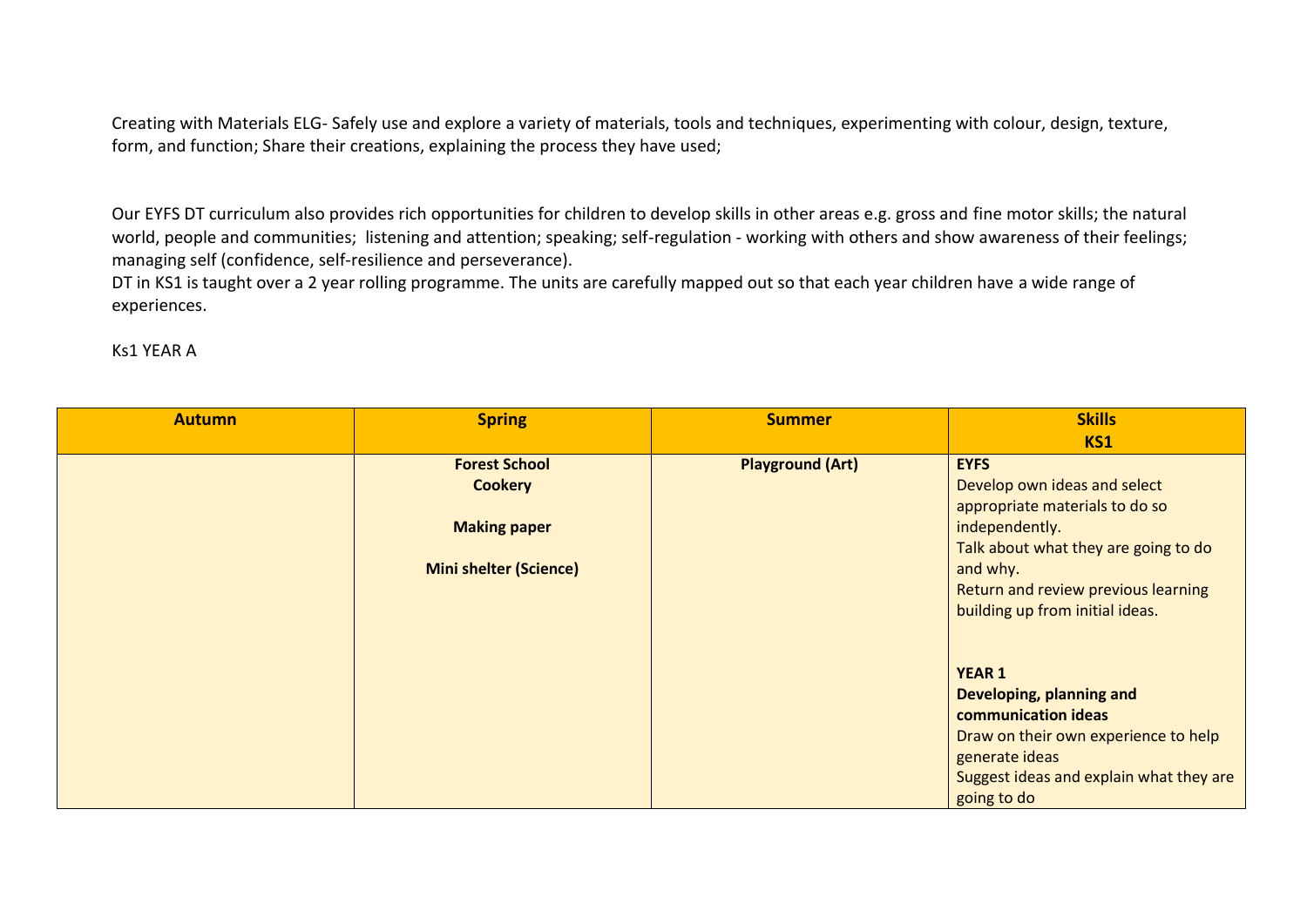Creating with Materials ELG- Safely use and explore a variety of materials, tools and techniques, experimenting with colour, design, texture, form, and function; Share their creations, explaining the process they have used;

Our EYFS DT curriculum also provides rich opportunities for children to develop skills in other areas e.g. gross and fine motor skills; the natural world, people and communities; listening and attention; speaking; self-regulation - working with others and show awareness of their feelings; managing self (confidence, self-resilience and perseverance).
DT in KS1 is taught over a 2 year rolling programme. The units are carefully mapped out so that each year children have a wide range of experiences.

Ks1 YEAR A

| Autumn | Spring | Summer | Skills KS1 |
|---|---|---|---|
| | **Forest School**<br>**Cookery**<br><br>**Making paper**<br><br>**Mini shelter (Science)** | **Playground (Art)** | **EYFS**<br>Develop own ideas and select appropriate materials to do so independently.<br>Talk about what they are going to do and why.<br>Return and review previous learning building up from initial ideas.<br><br>**YEAR 1**<br>**Developing, planning and communication ideas**<br>Draw on their own experience to help generate ideas<br>Suggest ideas and explain what they are going to do |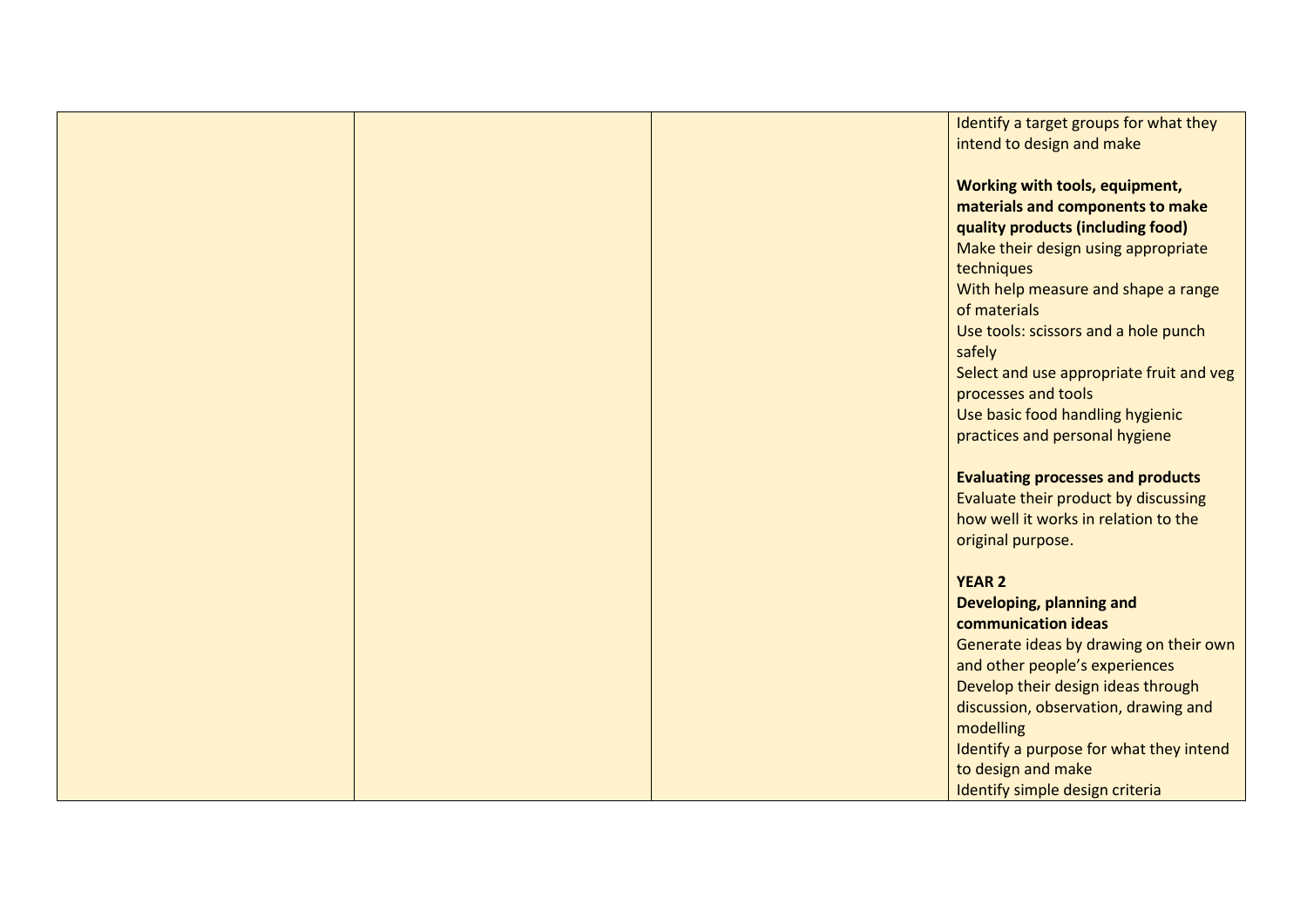| | | | Identify a target groups for what they intend to design and make<br><br>**Working with tools, equipment, materials and components to make quality products (including food)**<br>Make their design using appropriate techniques<br>With help measure and shape a range of materials<br>Use tools: scissors and a hole punch safely<br>Select and use appropriate fruit and veg processes and tools<br>Use basic food handling hygienic practices and personal hygiene<br><br>**Evaluating processes and products**<br>Evaluate their product by discussing how well it works in relation to the original purpose.<br><br>**YEAR 2**<br>**Developing, planning and communication ideas**<br>Generate ideas by drawing on their own and other people's experiences<br>Develop their design ideas through discussion, observation, drawing and modelling<br>Identify a purpose for what they intend to design and make<br>Identify simple design criteria |
|---|---|---|---|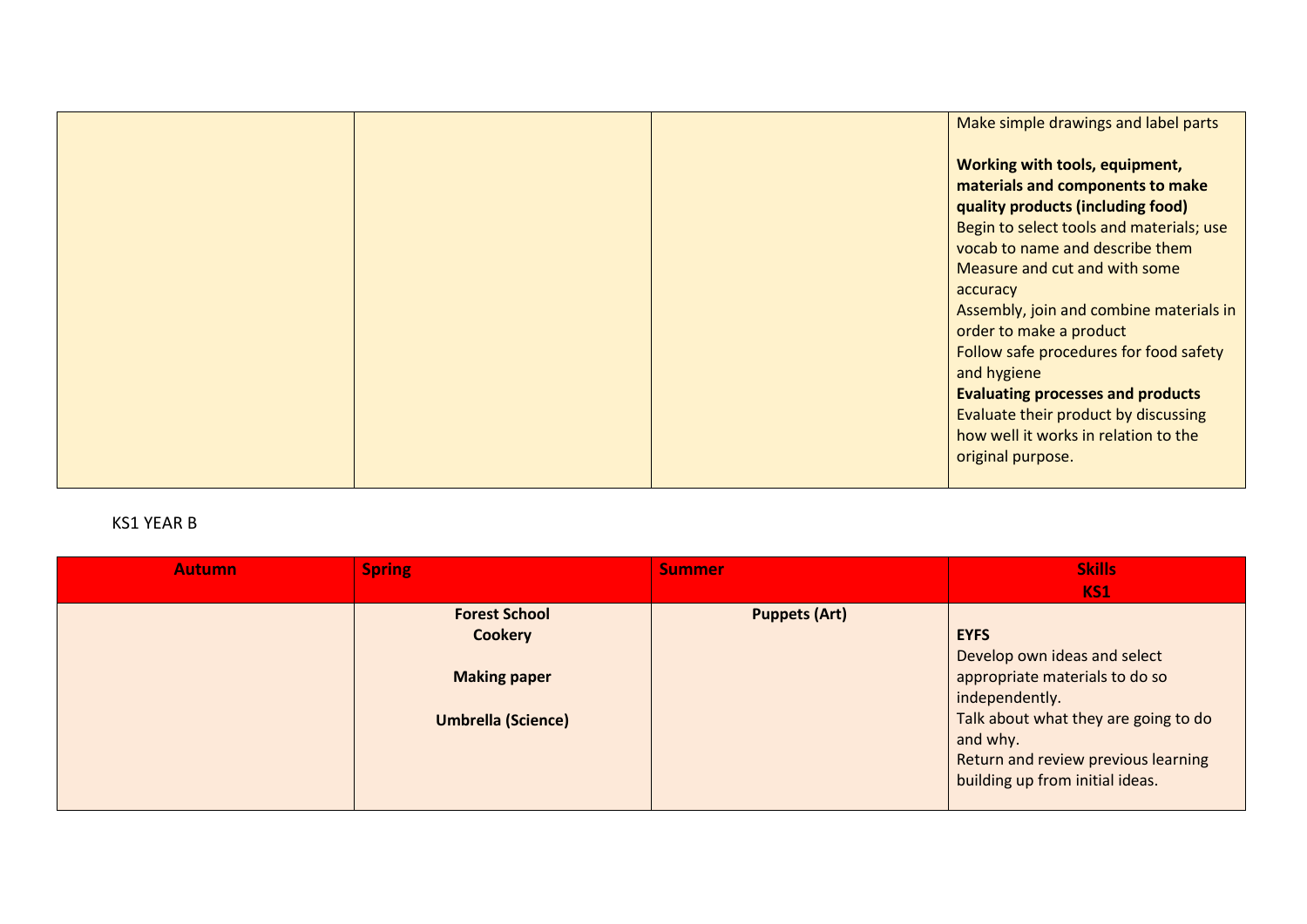| | | | Make simple drawings and label parts<br><br>**Working with tools, equipment, materials and components to make quality products (including food)**<br>Begin to select tools and materials; use vocab to name and describe them<br>Measure and cut and with some accuracy<br>Assembly, join and combine materials in order to make a product<br>Follow safe procedures for food safety and hygiene<br>**Evaluating processes and products**<br>Evaluate their product by discussing how well it works in relation to the original purpose. |
|---|---|---|---|

KS1 YEAR B

| Autumn | Spring | Summer | Skills KS1 |
|---|---|---|---|
| | **Forest School**<br>**Cookery**<br><br>**Making paper**<br><br>**Umbrella (Science)** | **Puppets (Art)** | **EYFS**<br>Develop own ideas and select appropriate materials to do so independently.<br>Talk about what they are going to do and why.<br>Return and review previous learning building up from initial ideas. |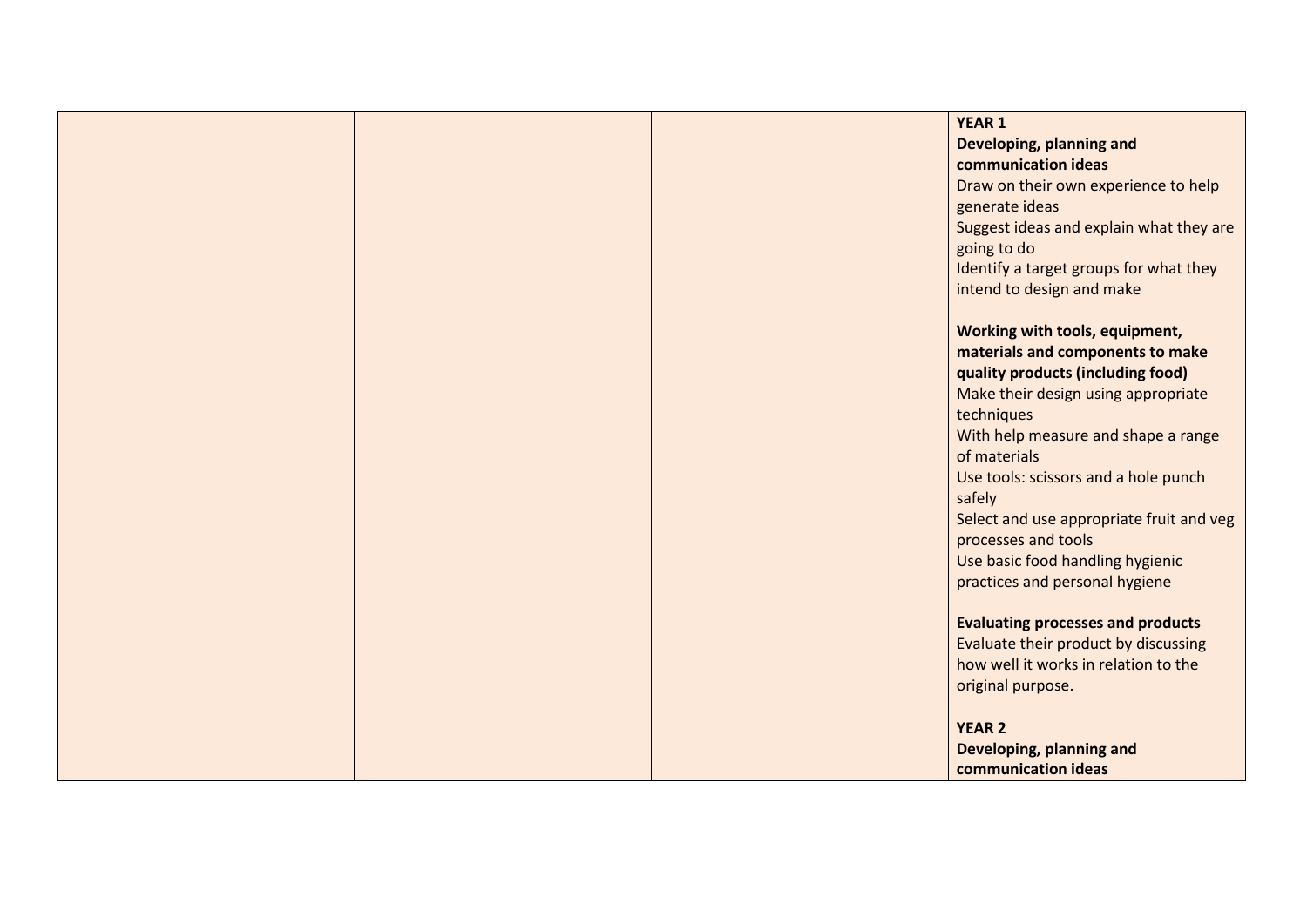|  |  |  | **YEAR 1**<br>**Developing, planning and communication ideas**<br>Draw on their own experience to help generate ideas<br>Suggest ideas and explain what they are going to do<br>Identify a target groups for what they intend to design and make<br><br>**Working with tools, equipment, materials and components to make quality products (including food)**<br>Make their design using appropriate techniques<br>With help measure and shape a range of materials<br>Use tools: scissors and a hole punch safely<br>Select and use appropriate fruit and veg processes and tools<br>Use basic food handling hygienic practices and personal hygiene<br><br>**Evaluating processes and products**<br>Evaluate their product by discussing how well it works in relation to the original purpose.<br><br>**YEAR 2**<br>**Developing, planning and communication ideas** |
| --- | --- | --- | --- |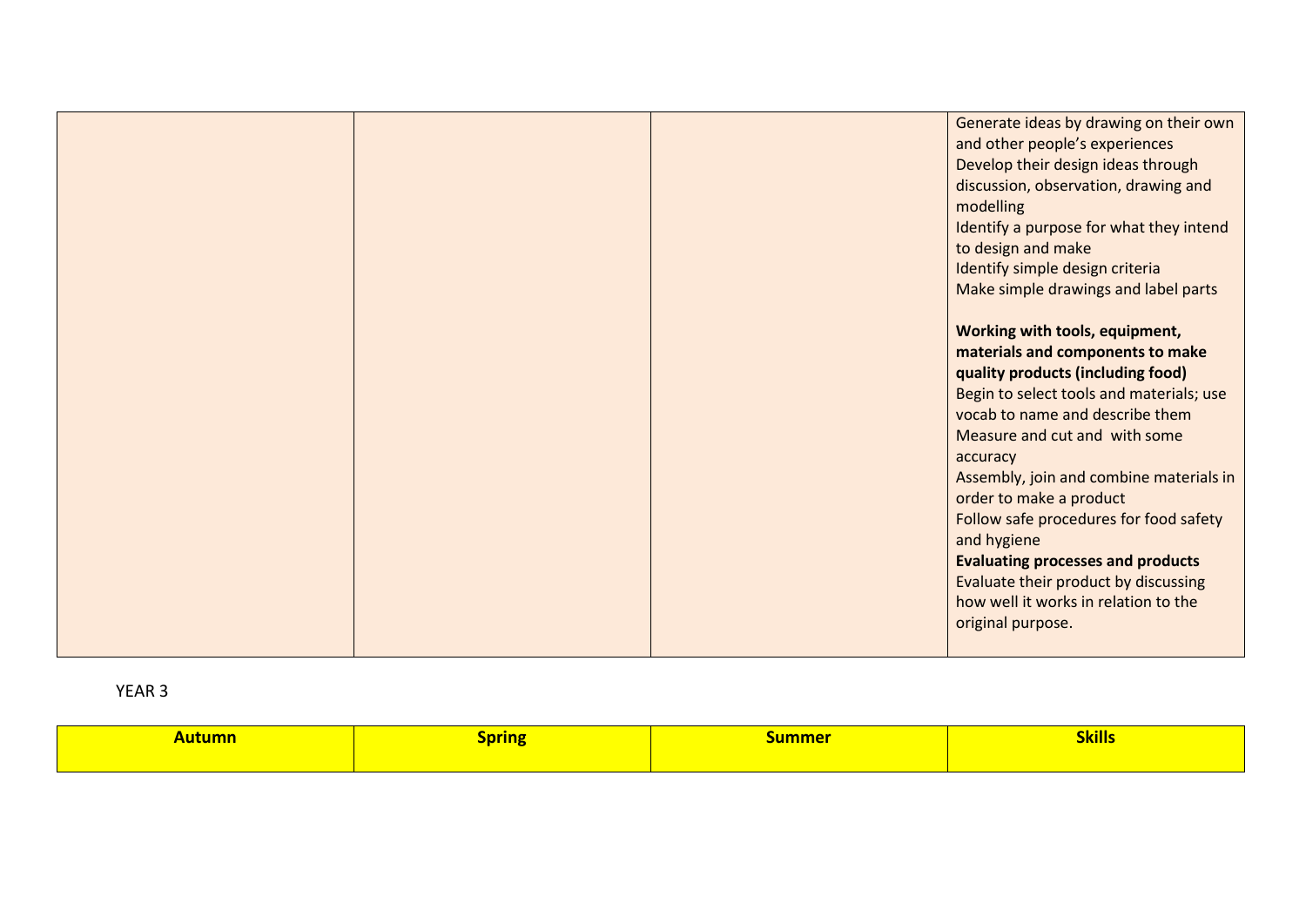| | | | |
|---|---|---|---|
| | | | Generate ideas by drawing on their own and other people's experiences<br>Develop their design ideas through discussion, observation, drawing and modelling<br>Identify a purpose for what they intend to design and make<br>Identify simple design criteria<br>Make simple drawings and label parts<br><br>**Working with tools, equipment, materials and components to make quality products (including food)**<br>Begin to select tools and materials; use vocab to name and describe them<br>Measure and cut and with some accuracy<br>Assembly, join and combine materials in order to make a product<br>Follow safe procedures for food safety and hygiene<br>**Evaluating processes and products**<br>Evaluate their product by discussing how well it works in relation to the original purpose. |

YEAR 3

| **Autumn** | **Spring** | **Summer** | **Skills** |
|---|---|---|---|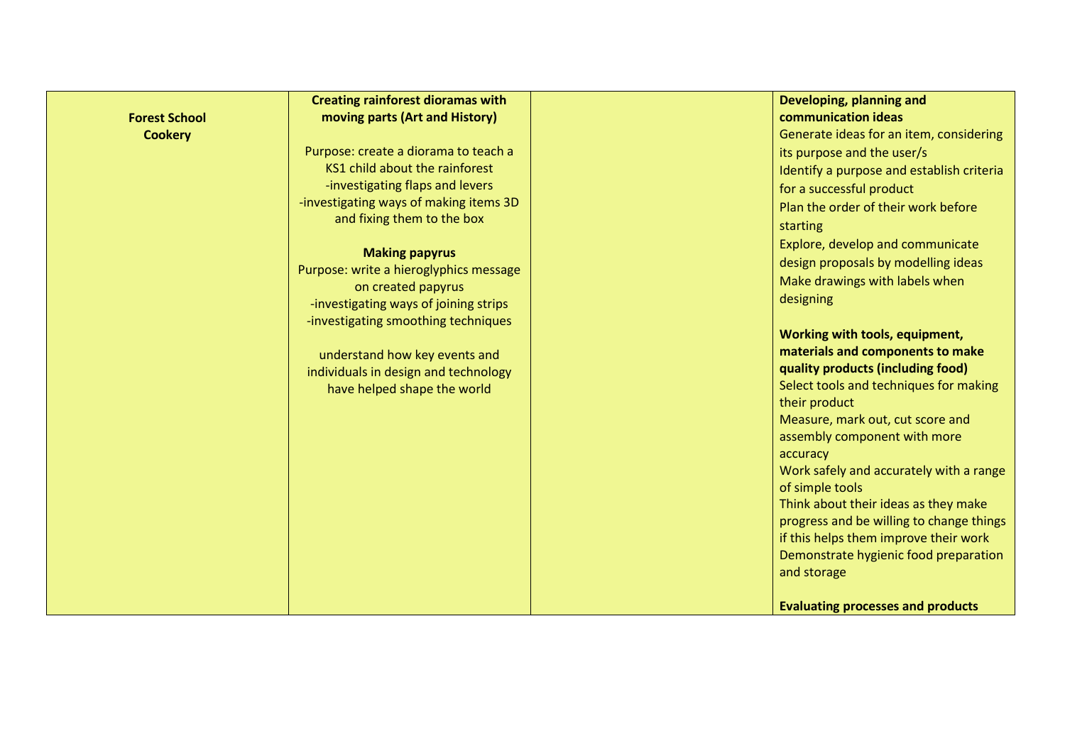| Forest School<br>Cookery | **Creating rainforest dioramas with moving parts (Art and History)**<br><br>Purpose: create a diorama to teach a KS1 child about the rainforest<br>-investigating flaps and levers<br>-investigating ways of making items 3D and fixing them to the box<br><br>**Making papyrus**<br>Purpose: write a hieroglyphics message on created papyrus<br>-investigating ways of joining strips<br>-investigating smoothing techniques<br><br>understand how key events and individuals in design and technology have helped shape the world | | **Developing, planning and communication ideas**<br>Generate ideas for an item, considering its purpose and the user/s<br>Identify a purpose and establish criteria for a successful product<br>Plan the order of their work before starting<br>Explore, develop and communicate design proposals by modelling ideas<br>Make drawings with labels when designing<br><br>**Working with tools, equipment, materials and components to make quality products (including food)**<br>Select tools and techniques for making their product<br>Measure, mark out, cut score and assembly component with more accuracy<br>Work safely and accurately with a range of simple tools<br>Think about their ideas as they make progress and be willing to change things if this helps them improve their work<br>Demonstrate hygienic food preparation and storage<br><br>**Evaluating processes and products** |
|---|---|---|---|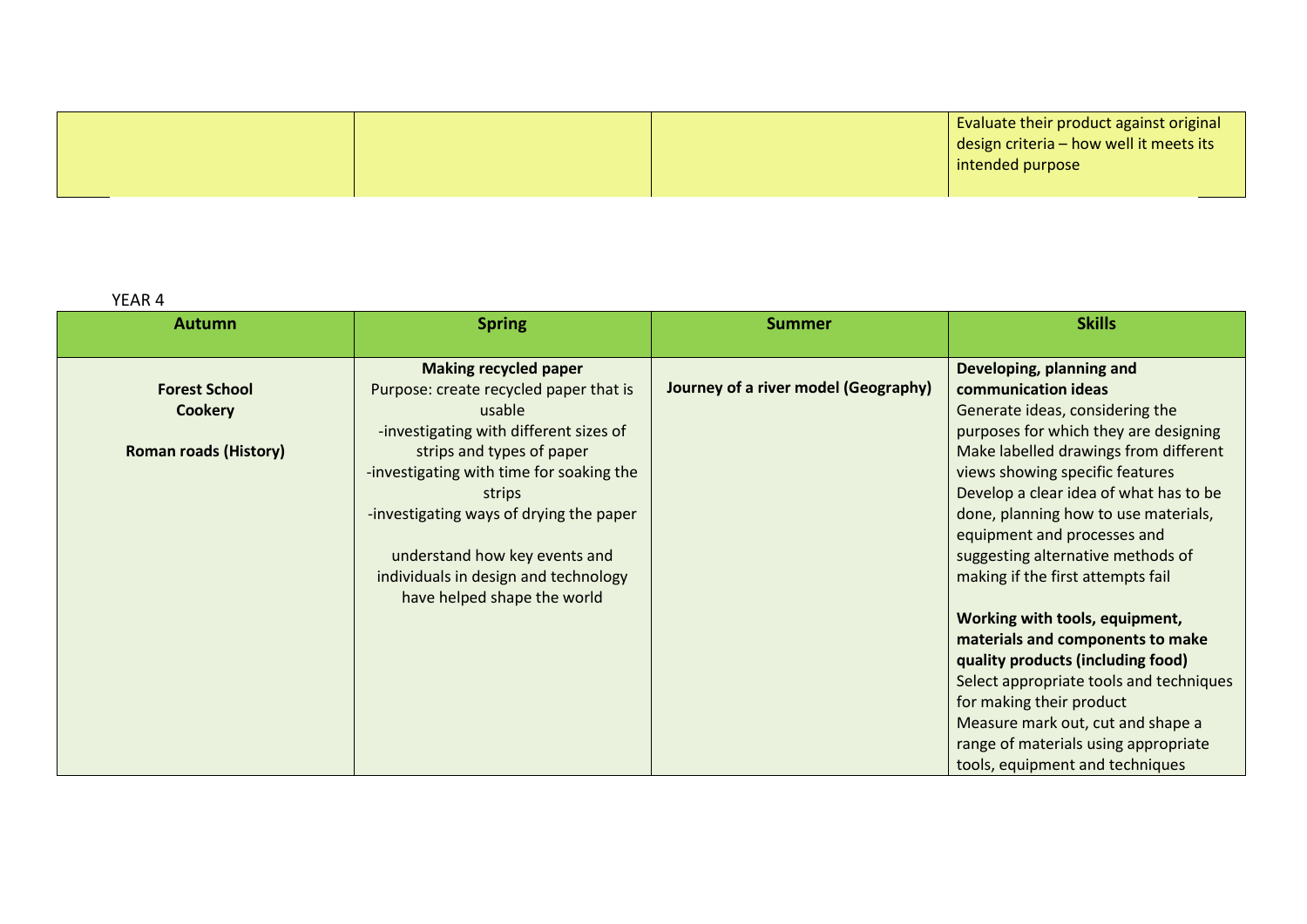| | | | |
|---|---|---|---|
| | | | Evaluate their product against original design criteria – how well it meets its intended purpose |

YEAR 4

| Autumn | Spring | Summer | Skills |
|---|---|---|---|
| **Forest School**<br>**Cookery**<br><br>**Roman roads (History)** | **Making recycled paper**<br>Purpose: create recycled paper that is usable<br>-investigating with different sizes of strips and types of paper<br>-investigating with time for soaking the strips<br>-investigating ways of drying the paper<br><br>understand how key events and individuals in design and technology have helped shape the world | **Journey of a river model (Geography)** | **Developing, planning and communication ideas**<br>Generate ideas, considering the purposes for which they are designing<br>Make labelled drawings from different views showing specific features<br>Develop a clear idea of what has to be done, planning how to use materials, equipment and processes and suggesting alternative methods of making if the first attempts fail<br><br>**Working with tools, equipment, materials and components to make quality products (including food)**<br>Select appropriate tools and techniques for making their product<br>Measure mark out, cut and shape a range of materials using appropriate tools, equipment and techniques |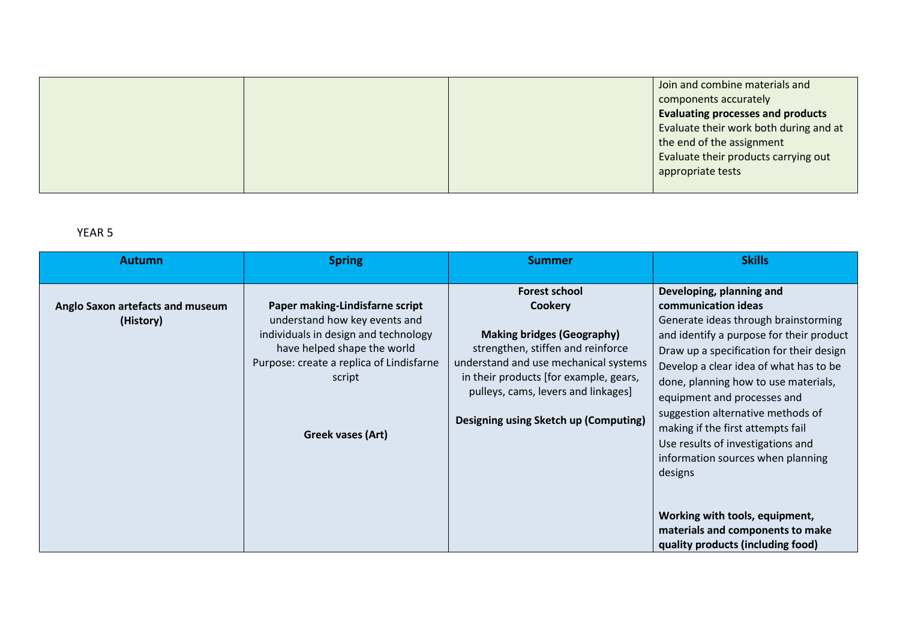| | | | Join and combine materials and components accurately<br>**Evaluating processes and products**<br>Evaluate their work both during and at the end of the assignment<br>Evaluate their products carrying out appropriate tests |
|---|---|---|---|

YEAR 5

| Autumn | Spring | Summer | Skills |
|---|---|---|---|
| **Anglo Saxon artefacts and museum (History)** | **Paper making-Lindisfarne script**<br>understand how key events and individuals in design and technology have helped shape the world<br>Purpose: create a replica of Lindisfarne script<br><br>**Greek vases (Art)** | **Forest school**<br>**Cookery**<br><br>**Making bridges (Geography)**<br>strengthen, stiffen and reinforce understand and use mechanical systems in their products [for example, gears, pulleys, cams, levers and linkages]<br><br>**Designing using Sketch up (Computing)** | **Developing, planning and communication ideas**<br>Generate ideas through brainstorming and identify a purpose for their product<br>Draw up a specification for their design<br>Develop a clear idea of what has to be done, planning how to use materials, equipment and processes and suggestion alternative methods of making if the first attempts fail<br>Use results of investigations and information sources when planning designs<br><br>**Working with tools, equipment, materials and components to make quality products (including food)** |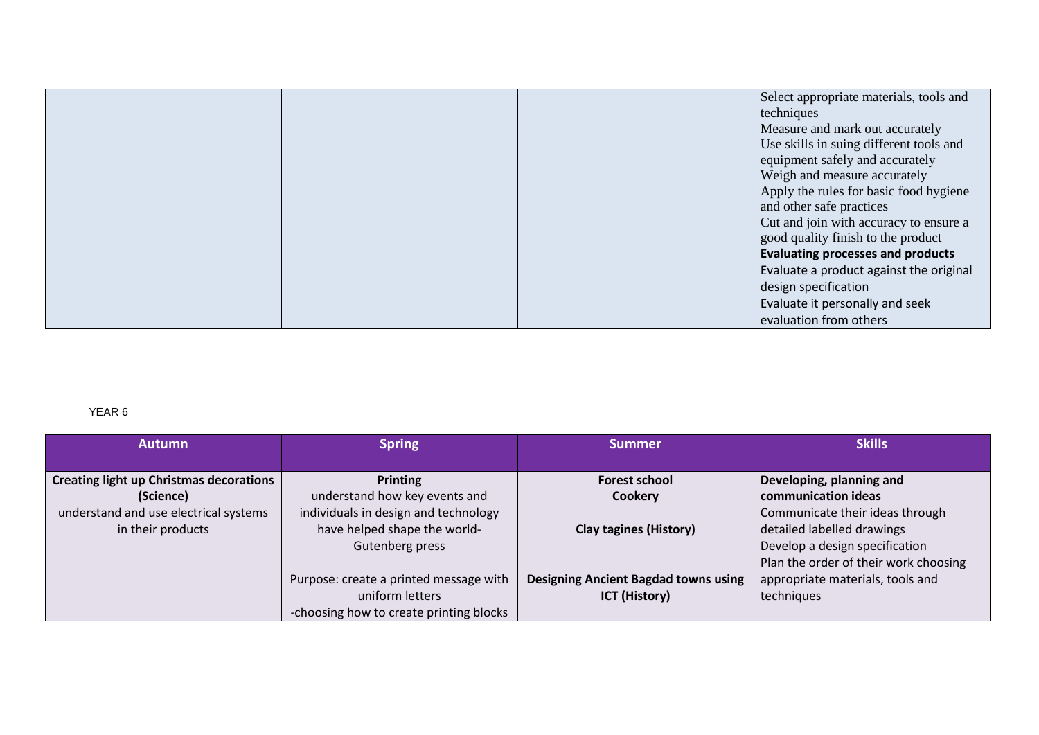| | | | |
|---|---|---|---|
| | | | Select appropriate materials, tools and techniques<br>Measure and mark out accurately<br>Use skills in suing different tools and equipment safely and accurately<br>Weigh and measure accurately<br>Apply the rules for basic food hygiene and other safe practices<br>Cut and join with accuracy to ensure a good quality finish to the product<br>**Evaluating processes and products**<br>Evaluate a product against the original design specification<br>Evaluate it personally and seek evaluation from others |

YEAR 6

| Autumn | Spring | Summer | Skills |
|---|---|---|---|
| **Creating light up Christmas decorations (Science)**<br>understand and use electrical systems in their products | **Printing**<br>understand how key events and individuals in design and technology have helped shape the world- Gutenberg press<br><br>Purpose: create a printed message with uniform letters<br>-choosing how to create printing blocks | **Forest school**<br>**Cookery**<br><br>**Clay tagines (History)**<br><br>**Designing Ancient Bagdad towns using ICT (History)** | **Developing, planning and communication ideas**<br>Communicate their ideas through detailed labelled drawings<br>Develop a design specification<br>Plan the order of their work choosing appropriate materials, tools and techniques |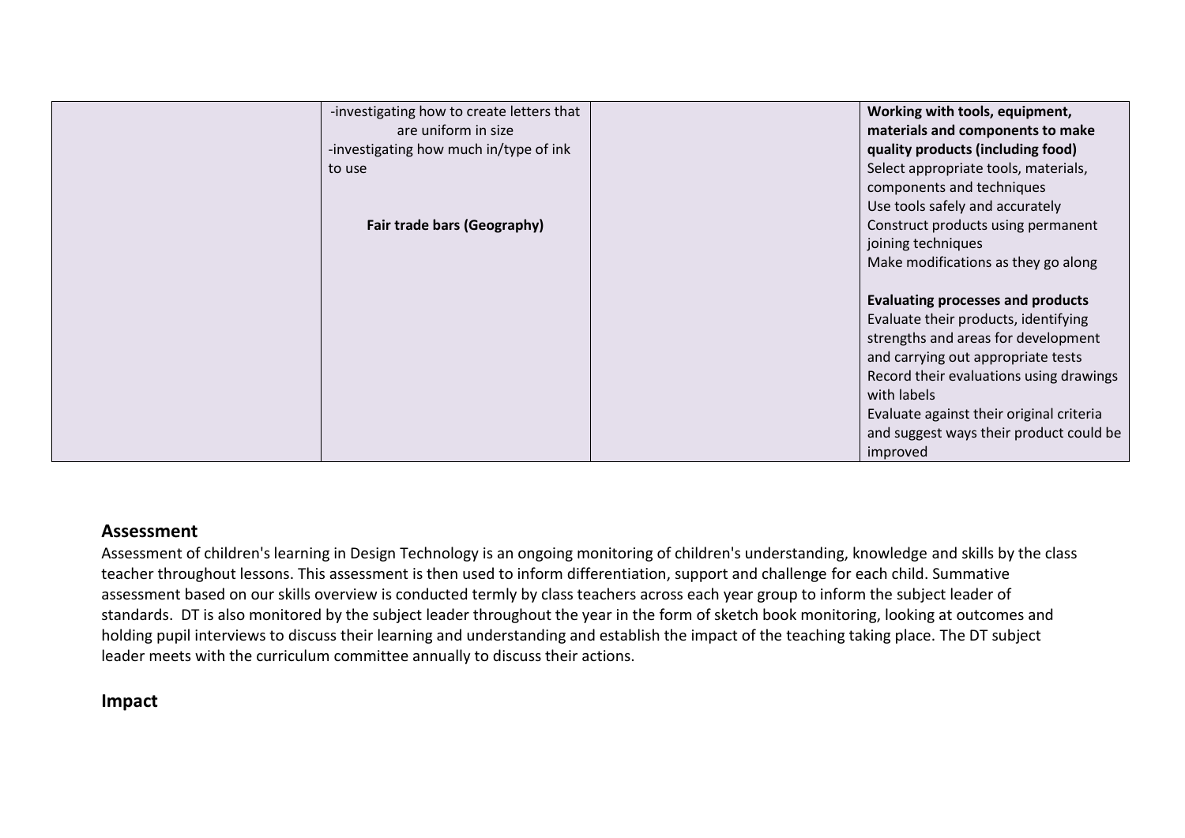|  |  |  |  |
|---|---|---|---|
|  | -investigating how to create letters that are uniform in size<br>-investigating how much in/type of ink to use<br><br>**Fair trade bars (Geography)** |  | **Working with tools, equipment, materials and components to make quality products (including food)**<br>Select appropriate tools, materials, components and techniques<br>Use tools safely and accurately<br>Construct products using permanent joining techniques<br>Make modifications as they go along<br><br>**Evaluating processes and products**<br>Evaluate their products, identifying strengths and areas for development and carrying out appropriate tests<br>Record their evaluations using drawings with labels<br>Evaluate against their original criteria and suggest ways their product could be improved |

## Assessment

Assessment of children's learning in Design Technology is an ongoing monitoring of children's understanding, knowledge and skills by the class teacher throughout lessons. This assessment is then used to inform differentiation, support and challenge for each child. Summative assessment based on our skills overview is conducted termly by class teachers across each year group to inform the subject leader of standards. DT is also monitored by the subject leader throughout the year in the form of sketch book monitoring, looking at outcomes and holding pupil interviews to discuss their learning and understanding and establish the impact of the teaching taking place. The DT subject leader meets with the curriculum committee annually to discuss their actions.

## Impact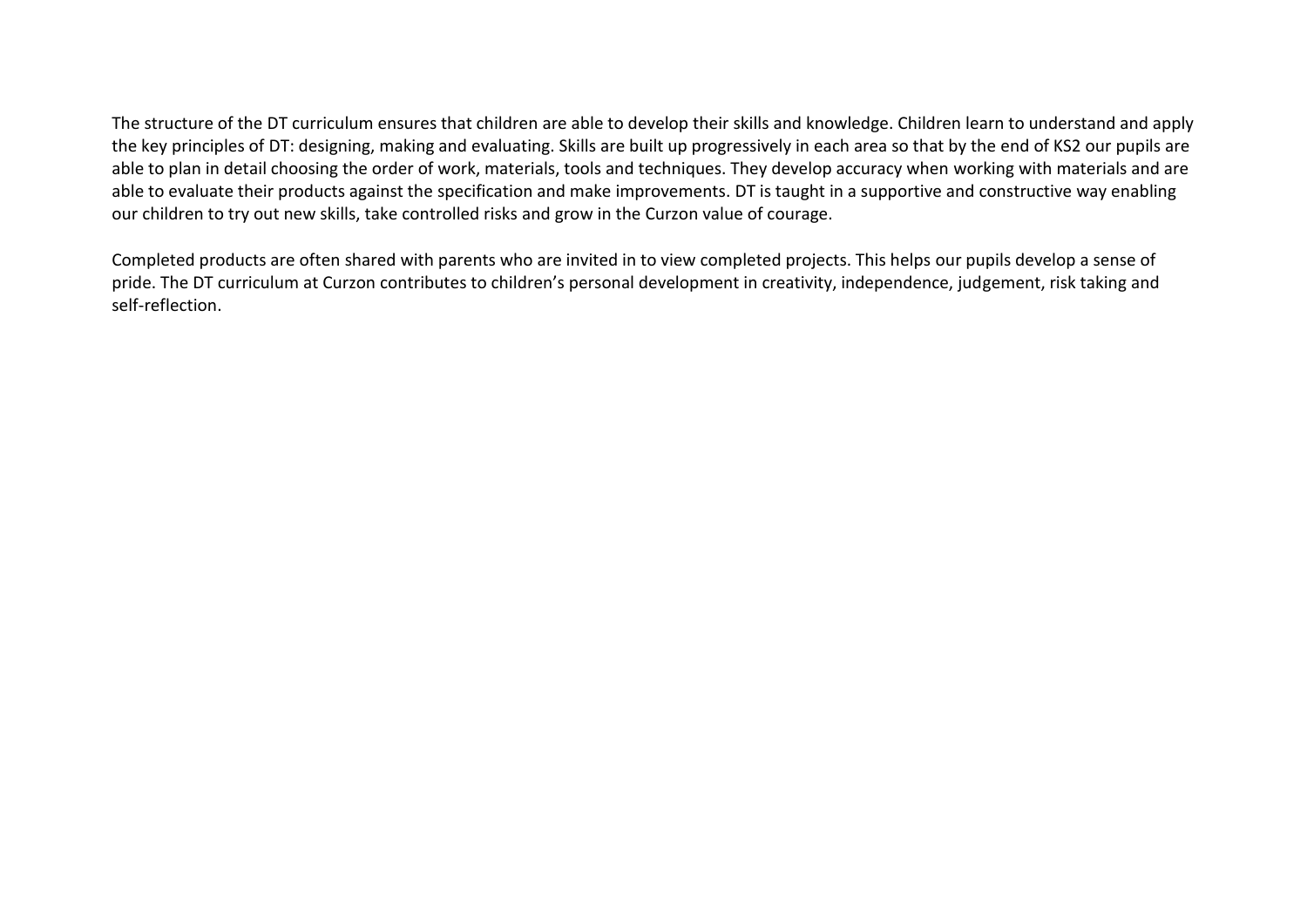The structure of the DT curriculum ensures that children are able to develop their skills and knowledge. Children learn to understand and apply the key principles of DT: designing, making and evaluating. Skills are built up progressively in each area so that by the end of KS2 our pupils are able to plan in detail choosing the order of work, materials, tools and techniques. They develop accuracy when working with materials and are able to evaluate their products against the specification and make improvements. DT is taught in a supportive and constructive way enabling our children to try out new skills, take controlled risks and grow in the Curzon value of courage.

Completed products are often shared with parents who are invited in to view completed projects. This helps our pupils develop a sense of pride. The DT curriculum at Curzon contributes to children's personal development in creativity, independence, judgement, risk taking and self-reflection.